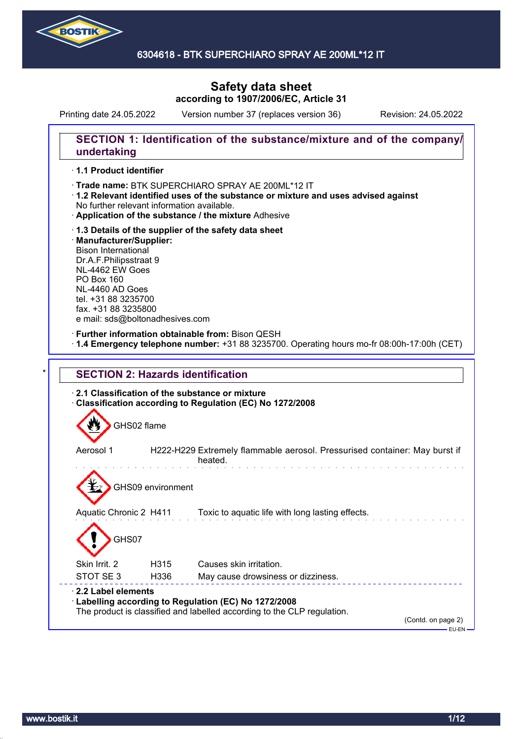6304618 - BTK SUPERCHIARO SPRAY AE 200ML*12 IT

# Safety data sheet
**according to 1907/2006/EC, Article 31**

Printing date 24.05.2022 Version number 37 (replaces version 36) Revision: 24.05.2022

## SECTION 1: Identification of the substance/mixture and of the company/undertaking

· **1.1 Product identifier**

· **Trade name:** BTK SUPERCHIARO SPRAY AE 200ML*12 IT
· **1.2 Relevant identified uses of the substance or mixture and uses advised against**
No further relevant information available.
· **Application of the substance / the mixture** Adhesive

· **1.3 Details of the supplier of the safety data sheet**
· **Manufacturer/Supplier:**
Bison International
Dr.A.F.Philipsstraat 9
NL-4462 EW Goes
PO Box 160
NL-4460 AD Goes
tel. +31 88 3235700
fax. +31 88 3235800
e mail: sds@boltonadhesives.com

· **Further information obtainable from:** Bison QESH
· **1.4 Emergency telephone number:** +31 88 3235700. Operating hours mo-fr 08:00h-17:00h (CET)

## * SECTION 2: Hazards identification

· **2.1 Classification of the substance or mixture**
· **Classification according to Regulation (EC) No 1272/2008**

GHS02 flame

| | | |
|---|---|---|
| Aerosol 1 | H222-H229 | Extremely flammable aerosol. Pressurised container: May burst if heated. |

GHS09 environment

| | | |
|---|---|---|
| Aquatic Chronic 2 | H411 | Toxic to aquatic life with long lasting effects. |

GHS07

| | | |
|---|---|---|
| Skin Irrit. 2 | H315 | Causes skin irritation. |
| STOT SE 3 | H336 | May cause drowsiness or dizziness. |

· **2.2 Label elements**
· **Labelling according to Regulation (EC) No 1272/2008**
The product is classified and labelled according to the CLP regulation.

(Contd. on page 2)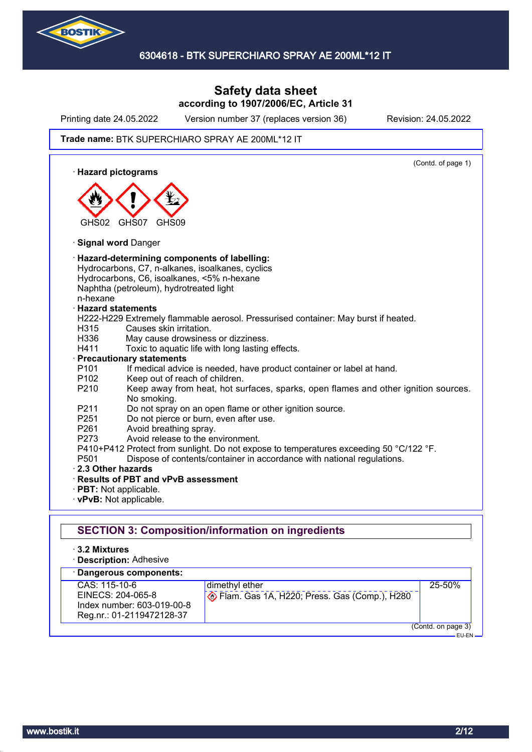Safety data sheet
according to 1907/2006/EC, Article 31

Printing date 24.05.2022 Version number 37 (replaces version 36) Revision: 24.05.2022

**Trade name:** BTK SUPERCHIARO SPRAY AE 200ML*12 IT

(Contd. of page 1)

· **Hazard pictograms**

GHS02 GHS07 GHS09

· **Signal word** Danger

· **Hazard-determining components of labelling:**
Hydrocarbons, C7, n-alkanes, isoalkanes, cyclics
Hydrocarbons, C6, isoalkanes, <5% n-hexane
Naphtha (petroleum), hydrotreated light
n-hexane

· **Hazard statements**
H222-H229 Extremely flammable aerosol. Pressurised container: May burst if heated.
H315 Causes skin irritation.
H336 May cause drowsiness or dizziness.
H411 Toxic to aquatic life with long lasting effects.

· **Precautionary statements**
P101 If medical advice is needed, have product container or label at hand.
P102 Keep out of reach of children.
P210 Keep away from heat, hot surfaces, sparks, open flames and other ignition sources. No smoking.
P211 Do not spray on an open flame or other ignition source.
P251 Do not pierce or burn, even after use.
P261 Avoid breathing spray.
P273 Avoid release to the environment.
P410+P412 Protect from sunlight. Do not expose to temperatures exceeding 50 °C/122 °F.
P501 Dispose of contents/container in accordance with national regulations.

· **2.3 Other hazards**
· **Results of PBT and vPvB assessment**
· **PBT:** Not applicable.
· **vPvB:** Not applicable.

## SECTION 3: Composition/information on ingredients

· **3.2 Mixtures**
· **Description:** Adhesive

· **Dangerous components:**

| | | |
|---|---|---|
| CAS: 115-10-6<br>EINECS: 204-065-8<br>Index number: 603-019-00-8<br>Reg.nr.: 01-2119472128-37 | dimethyl ether<br>Flam. Gas 1A, H220; Press. Gas (Comp.), H280 | 25-50% |

(Contd. on page 3)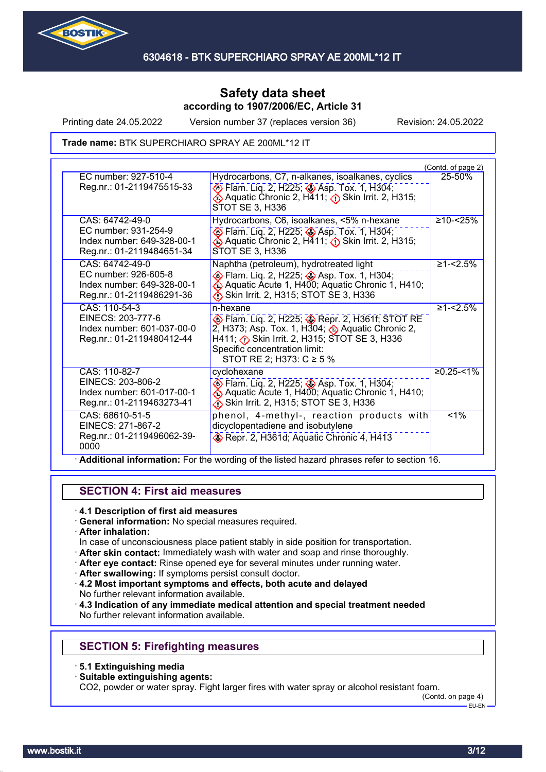# Safety data sheet
## according to 1907/2006/EC, Article 31

Printing date 24.05.2022 | Version number 37 (replaces version 36) | Revision: 24.05.2022

**Trade name:** BTK SUPERCHIARO SPRAY AE 200ML*12 IT

(Contd. of page 2)

| Identifiers | Substance / Classification | Concentration |
|---|---|---|
| EC number: 927-510-4<br>Reg.nr.: 01-2119475515-33 | Hydrocarbons, C7, n-alkanes, isoalkanes, cyclics<br>Flam. Liq. 2, H225; Asp. Tox. 1, H304; Aquatic Chronic 2, H411; Skin Irrit. 2, H315; STOT SE 3, H336 | 25-50% |
| CAS: 64742-49-0<br>EC number: 931-254-9<br>Index number: 649-328-00-1<br>Reg.nr.: 01-2119484651-34 | Hydrocarbons, C6, isoalkanes, <5% n-hexane<br>Flam. Liq. 2, H225; Asp. Tox. 1, H304; Aquatic Chronic 2, H411; Skin Irrit. 2, H315; STOT SE 3, H336 | ≥10-<25% |
| CAS: 64742-49-0<br>EC number: 926-605-8<br>Index number: 649-328-00-1<br>Reg.nr.: 01-2119486291-36 | Naphtha (petroleum), hydrotreated light<br>Flam. Liq. 2, H225; Asp. Tox. 1, H304; Aquatic Acute 1, H400; Aquatic Chronic 1, H410; Skin Irrit. 2, H315; STOT SE 3, H336 | ≥1-<2.5% |
| CAS: 110-54-3<br>EINECS: 203-777-6<br>Index number: 601-037-00-0<br>Reg.nr.: 01-2119480412-44 | n-hexane<br>Flam. Liq. 2, H225; Repr. 2, H361f; STOT RE 2, H373; Asp. Tox. 1, H304; Aquatic Chronic 2, H411; Skin Irrit. 2, H315; STOT SE 3, H336<br>Specific concentration limit:<br>STOT RE 2; H373: C ≥ 5 % | ≥1-<2.5% |
| CAS: 110-82-7<br>EINECS: 203-806-2<br>Index number: 601-017-00-1<br>Reg.nr.: 01-2119463273-41 | cyclohexane<br>Flam. Liq. 2, H225; Asp. Tox. 1, H304; Aquatic Acute 1, H400; Aquatic Chronic 1, H410; Skin Irrit. 2, H315; STOT SE 3, H336 | ≥0.25-<1% |
| CAS: 68610-51-5<br>EINECS: 271-867-2<br>Reg.nr.: 01-2119496062-39-0000 | phenol, 4-methyl-, reaction products with dicyclopentadiene and isobutylene<br>Repr. 2, H361d; Aquatic Chronic 4, H413 | <1% |

· **Additional information:** For the wording of the listed hazard phrases refer to section 16.

## SECTION 4: First aid measures

· **4.1 Description of first aid measures**
· **General information:** No special measures required.
· **After inhalation:**
In case of unconsciousness place patient stably in side position for transportation.
· **After skin contact:** Immediately wash with water and soap and rinse thoroughly.
· **After eye contact:** Rinse opened eye for several minutes under running water.
· **After swallowing:** If symptoms persist consult doctor.
· **4.2 Most important symptoms and effects, both acute and delayed**
No further relevant information available.
· **4.3 Indication of any immediate medical attention and special treatment needed**
No further relevant information available.

## SECTION 5: Firefighting measures

· **5.1 Extinguishing media**
· **Suitable extinguishing agents:**
$CO_2$, powder or water spray. Fight larger fires with water spray or alcohol resistant foam.

(Contd. on page 4)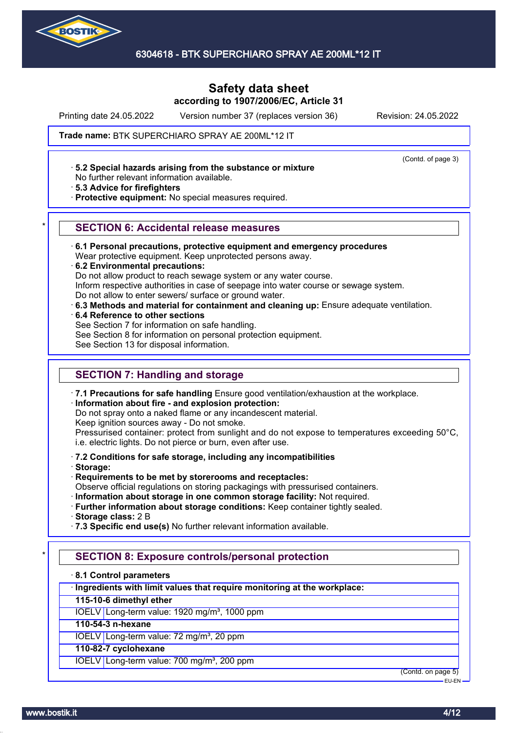Trade name: BTK SUPERCHIARO SPRAY AE 200ML*12 IT

(Contd. of page 3)

· **5.2 Special hazards arising from the substance or mixture**
No further relevant information available.
· **5.3 Advice for firefighters**
· **Protective equipment:** No special measures required.

## SECTION 6: Accidental release measures

· **6.1 Personal precautions, protective equipment and emergency procedures**
Wear protective equipment. Keep unprotected persons away.
· **6.2 Environmental precautions:**
Do not allow product to reach sewage system or any water course.
Inform respective authorities in case of seepage into water course or sewage system.
Do not allow to enter sewers/ surface or ground water.
· **6.3 Methods and material for containment and cleaning up:** Ensure adequate ventilation.
· **6.4 Reference to other sections**
See Section 7 for information on safe handling.
See Section 8 for information on personal protection equipment.
See Section 13 for disposal information.

## SECTION 7: Handling and storage

· **7.1 Precautions for safe handling** Ensure good ventilation/exhaustion at the workplace.
· **Information about fire - and explosion protection:**
Do not spray onto a naked flame or any incandescent material.
Keep ignition sources away - Do not smoke.
Pressurised container: protect from sunlight and do not expose to temperatures exceeding 50°C, i.e. electric lights. Do not pierce or burn, even after use.

· **7.2 Conditions for safe storage, including any incompatibilities**
· **Storage:**
· **Requirements to be met by storerooms and receptacles:**
Observe official regulations on storing packagings with pressurised containers.
· **Information about storage in one common storage facility:** Not required.
· **Further information about storage conditions:** Keep container tightly sealed.
· **Storage class:** 2 B
· **7.3 Specific end use(s)** No further relevant information available.

## SECTION 8: Exposure controls/personal protection

· **8.1 Control parameters**

| · Ingredients with limit values that require monitoring at the workplace: | |
|---|---|
| **115-10-6 dimethyl ether** | |
| IOELV | Long-term value: 1920 mg/m³, 1000 ppm |
| **110-54-3 n-hexane** | |
| IOELV | Long-term value: 72 mg/m³, 20 ppm |
| **110-82-7 cyclohexane** | |
| IOELV | Long-term value: 700 mg/m³, 200 ppm |

(Contd. on page 5)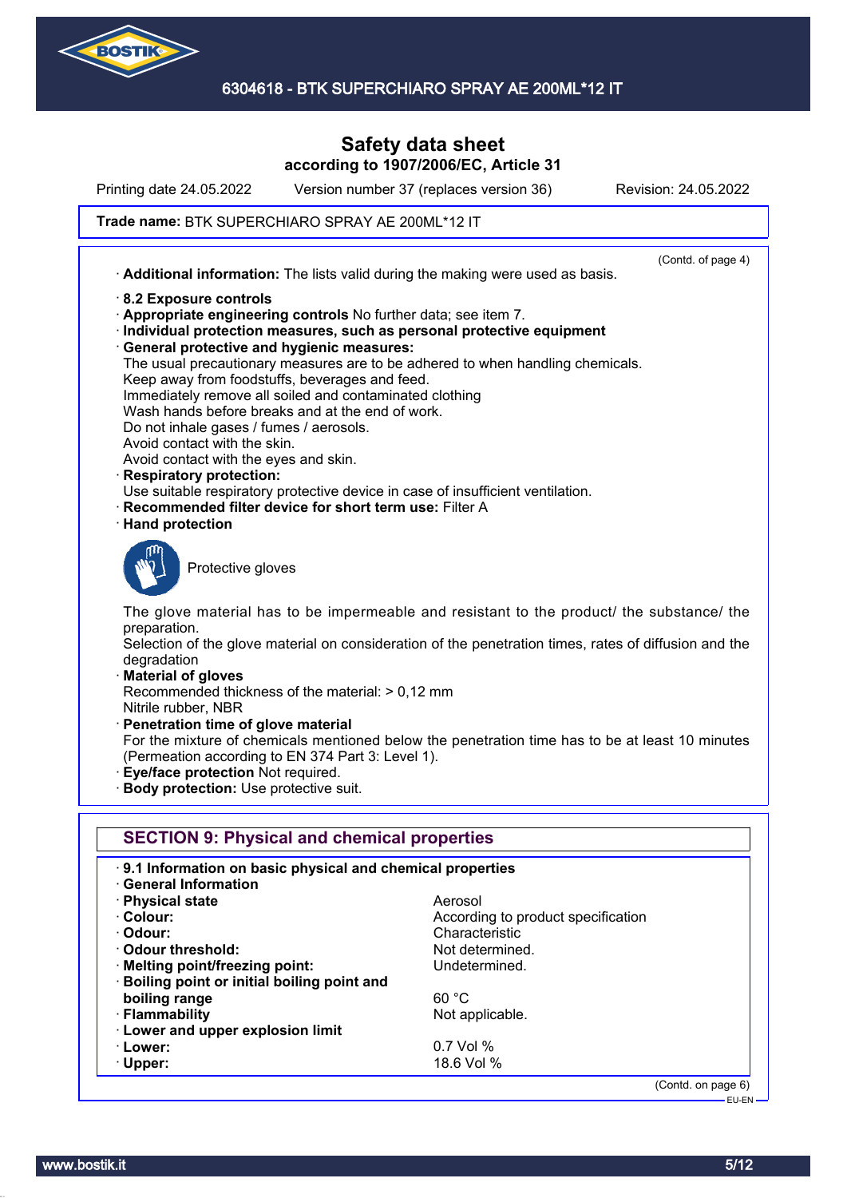# Safety data sheet
## according to 1907/2006/EC, Article 31

Printing date 24.05.2022 Version number 37 (replaces version 36) Revision: 24.05.2022

**Trade name:** BTK SUPERCHIARO SPRAY AE 200ML*12 IT

(Contd. of page 4)

· **Additional information:** The lists valid during the making were used as basis.

· **8.2 Exposure controls**
· **Appropriate engineering controls** No further data; see item 7.
· **Individual protection measures, such as personal protective equipment**
· **General protective and hygienic measures:**
The usual precautionary measures are to be adhered to when handling chemicals.
Keep away from foodstuffs, beverages and feed.
Immediately remove all soiled and contaminated clothing
Wash hands before breaks and at the end of work.
Do not inhale gases / fumes / aerosols.
Avoid contact with the skin.
Avoid contact with the eyes and skin.
· **Respiratory protection:**
Use suitable respiratory protective device in case of insufficient ventilation.
· **Recommended filter device for short term use:** Filter A
· **Hand protection**

Protective gloves

The glove material has to be impermeable and resistant to the product/ the substance/ the preparation.
Selection of the glove material on consideration of the penetration times, rates of diffusion and the degradation
· **Material of gloves**
Recommended thickness of the material: > 0,12 mm
Nitrile rubber, NBR
· **Penetration time of glove material**
For the mixture of chemicals mentioned below the penetration time has to be at least 10 minutes (Permeation according to EN 374 Part 3: Level 1).
· **Eye/face protection** Not required.
· **Body protection:** Use protective suit.

## SECTION 9: Physical and chemical properties

· **9.1 Information on basic physical and chemical properties**
· **General Information**

| | |
|---|---|
| · **Physical state** | Aerosol |
| · **Colour:** | According to product specification |
| · **Odour:** | Characteristic |
| · **Odour threshold:** | Not determined. |
| · **Melting point/freezing point:** | Undetermined. |
| · **Boiling point or initial boiling point and boiling range** | 60 °C |
| · **Flammability** | Not applicable. |
| · **Lower and upper explosion limit** | |
| · **Lower:** | 0.7 Vol % |
| · **Upper:** | 18.6 Vol % |

(Contd. on page 6)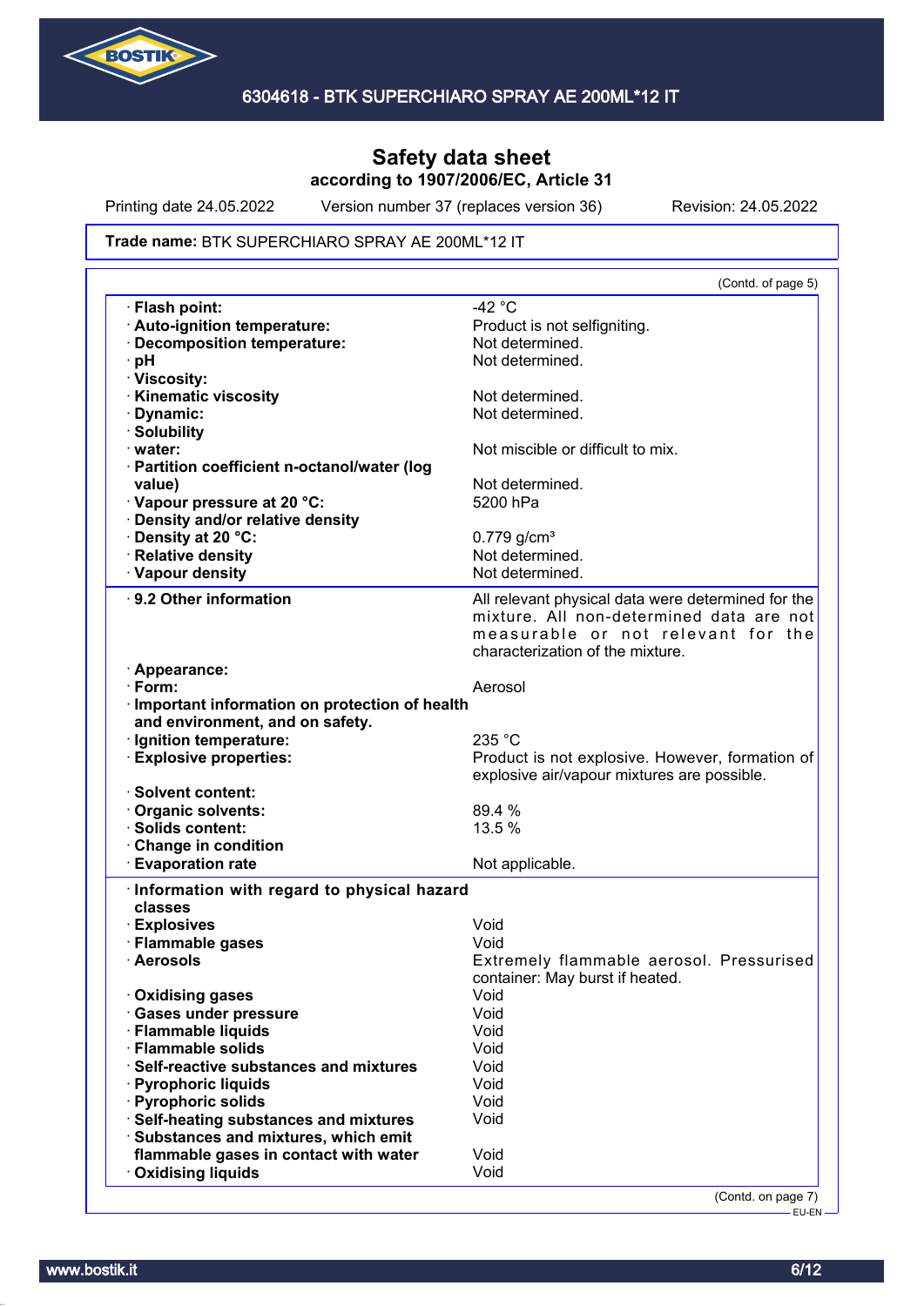# Safety data sheet
## according to 1907/2006/EC, Article 31

Printing date 24.05.2022 Version number 37 (replaces version 36) Revision: 24.05.2022

**Trade name:** BTK SUPERCHIARO SPRAY AE 200ML*12 IT

(Contd. of page 5)

| | |
|---|---|
| · **Flash point:** | -42 °C |
| · **Auto-ignition temperature:** | Product is not selfigniting. |
| · **Decomposition temperature:** | Not determined. |
| · **pH** | Not determined. |
| · **Viscosity:** | |
| · **Kinematic viscosity** | Not determined. |
| · **Dynamic:** | Not determined. |
| · **Solubility** | |
| · **water:** | Not miscible or difficult to mix. |
| · **Partition coefficient n-octanol/water (log value)** | Not determined. |
| · **Vapour pressure at 20 °C:** | 5200 hPa |
| · **Density and/or relative density** | |
| · **Density at 20 °C:** | 0.779 g/cm³ |
| · **Relative density** | Not determined. |
| · **Vapour density** | Not determined. |

| | |
|---|---|
| · **9.2 Other information** | All relevant physical data were determined for the mixture. All non-determined data are not measurable or not relevant for the characterization of the mixture. |
| · **Appearance:** | |
| · **Form:** | Aerosol |
| · **Important information on protection of health and environment, and on safety.** | |
| · **Ignition temperature:** | 235 °C |
| · **Explosive properties:** | Product is not explosive. However, formation of explosive air/vapour mixtures are possible. |
| · **Solvent content:** | |
| · **Organic solvents:** | 89.4 % |
| · **Solids content:** | 13.5 % |
| · **Change in condition** | |
| · **Evaporation rate** | Not applicable. |

| | |
|---|---|
| · **Information with regard to physical hazard classes** | |
| · **Explosives** | Void |
| · **Flammable gases** | Void |
| · **Aerosols** | Extremely flammable aerosol. Pressurised container: May burst if heated. |
| · **Oxidising gases** | Void |
| · **Gases under pressure** | Void |
| · **Flammable liquids** | Void |
| · **Flammable solids** | Void |
| · **Self-reactive substances and mixtures** | Void |
| · **Pyrophoric liquids** | Void |
| · **Pyrophoric solids** | Void |
| · **Self-heating substances and mixtures** | Void |
| · **Substances and mixtures, which emit flammable gases in contact with water** | Void |
| · **Oxidising liquids** | Void |

(Contd. on page 7)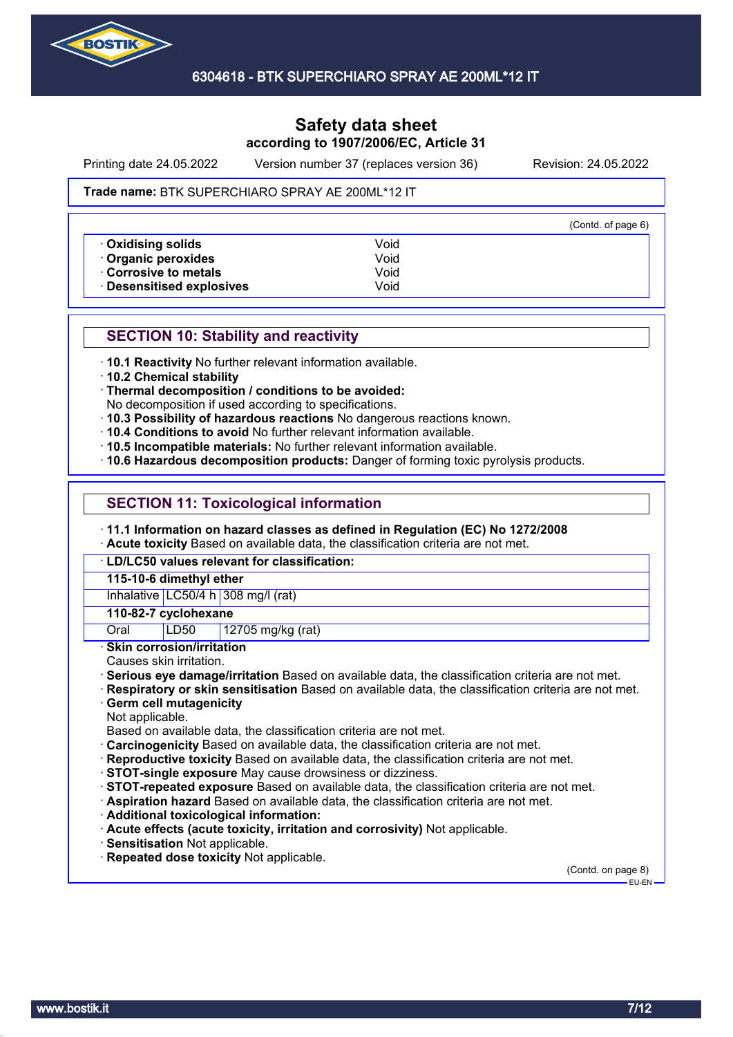# Safety data sheet
**according to 1907/2006/EC, Article 31**

Printing date 24.05.2022 Version number 37 (replaces version 36) Revision: 24.05.2022

**Trade name:** BTK SUPERCHIARO SPRAY AE 200ML*12 IT

(Contd. of page 6)

| | |
|---|---|
| · **Oxidising solids** | Void |
| · **Organic peroxides** | Void |
| · **Corrosive to metals** | Void |
| · **Desensitised explosives** | Void |

## SECTION 10: Stability and reactivity

· **10.1 Reactivity** No further relevant information available.
· **10.2 Chemical stability**
· **Thermal decomposition / conditions to be avoided:**
No decomposition if used according to specifications.
· **10.3 Possibility of hazardous reactions** No dangerous reactions known.
· **10.4 Conditions to avoid** No further relevant information available.
· **10.5 Incompatible materials:** No further relevant information available.
· **10.6 Hazardous decomposition products:** Danger of forming toxic pyrolysis products.

## SECTION 11: Toxicological information

· **11.1 Information on hazard classes as defined in Regulation (EC) No 1272/2008**
· **Acute toxicity** Based on available data, the classification criteria are not met.

| · **LD/LC50 values relevant for classification:** | | |
|---|---|---|
| **115-10-6 dimethyl ether** | | |
| Inhalative | LC50/4 h | 308 mg/l (rat) |
| **110-82-7 cyclohexane** | | |
| Oral | LD50 | 12705 mg/kg (rat) |

· **Skin corrosion/irritation**
Causes skin irritation.
· **Serious eye damage/irritation** Based on available data, the classification criteria are not met.
· **Respiratory or skin sensitisation** Based on available data, the classification criteria are not met.
· **Germ cell mutagenicity**
Not applicable.
Based on available data, the classification criteria are not met.
· **Carcinogenicity** Based on available data, the classification criteria are not met.
· **Reproductive toxicity** Based on available data, the classification criteria are not met.
· **STOT-single exposure** May cause drowsiness or dizziness.
· **STOT-repeated exposure** Based on available data, the classification criteria are not met.
· **Aspiration hazard** Based on available data, the classification criteria are not met.
· **Additional toxicological information:**
· **Acute effects (acute toxicity, irritation and corrosivity)** Not applicable.
· **Sensitisation** Not applicable.
· **Repeated dose toxicity** Not applicable.

(Contd. on page 8)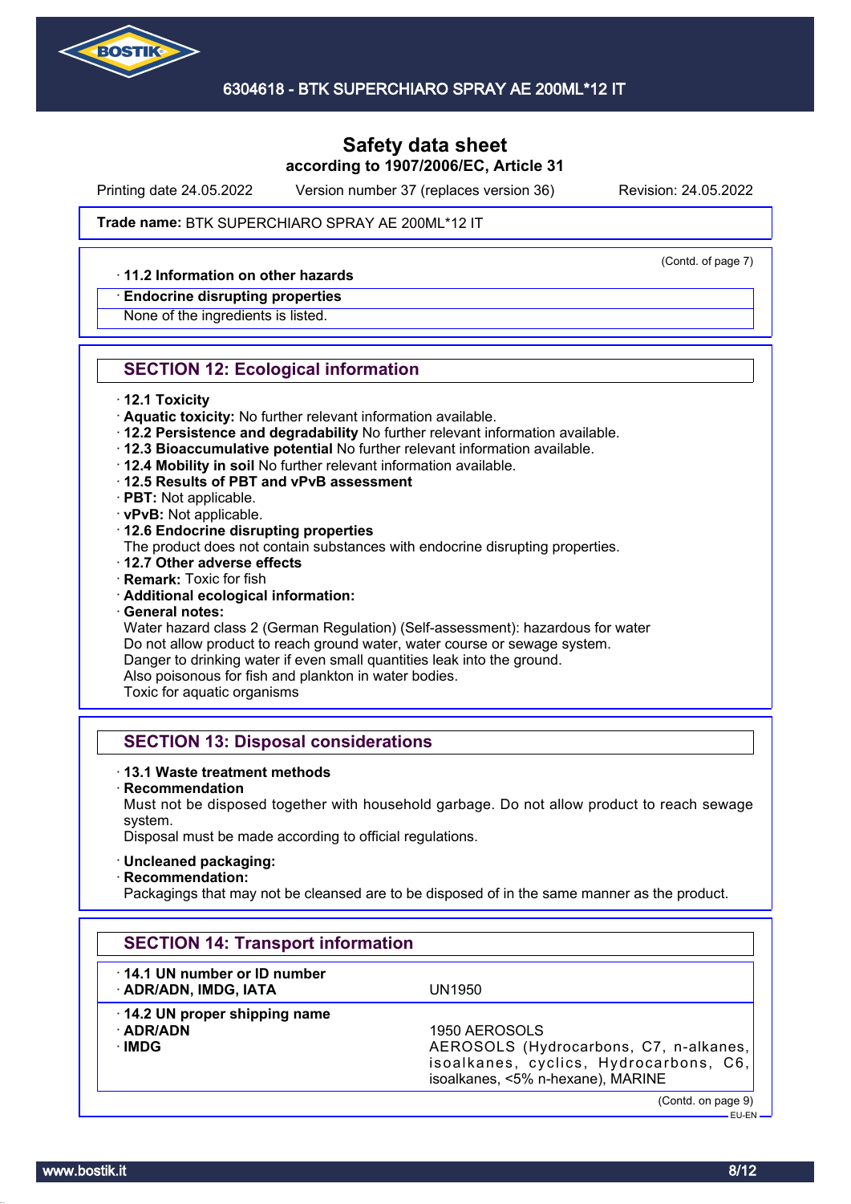# Safety data sheet
**according to 1907/2006/EC, Article 31**

Printing date 24.05.2022 Version number 37 (replaces version 36) Revision: 24.05.2022

**Trade name:** BTK SUPERCHIARO SPRAY AE 200ML*12 IT

(Contd. of page 7)

· **11.2 Information on other hazards**

· **Endocrine disrupting properties**
None of the ingredients is listed.

## SECTION 12: Ecological information

· **12.1 Toxicity**
· **Aquatic toxicity:** No further relevant information available.
· **12.2 Persistence and degradability** No further relevant information available.
· **12.3 Bioaccumulative potential** No further relevant information available.
· **12.4 Mobility in soil** No further relevant information available.
· **12.5 Results of PBT and vPvB assessment**
· **PBT:** Not applicable.
· **vPvB:** Not applicable.
· **12.6 Endocrine disrupting properties**
The product does not contain substances with endocrine disrupting properties.
· **12.7 Other adverse effects**
· **Remark:** Toxic for fish
· **Additional ecological information:**
· **General notes:**
Water hazard class 2 (German Regulation) (Self-assessment): hazardous for water
Do not allow product to reach ground water, water course or sewage system.
Danger to drinking water if even small quantities leak into the ground.
Also poisonous for fish and plankton in water bodies.
Toxic for aquatic organisms

## SECTION 13: Disposal considerations

· **13.1 Waste treatment methods**
· **Recommendation**
Must not be disposed together with household garbage. Do not allow product to reach sewage system.
Disposal must be made according to official regulations.

· **Uncleaned packaging:**
· **Recommendation:**
Packagings that may not be cleansed are to be disposed of in the same manner as the product.

## SECTION 14: Transport information

| | |
|---|---|
| · **14.1 UN number or ID number** | |
| · **ADR/ADN, IMDG, IATA** | UN1950 |
| · **14.2 UN proper shipping name** | |
| · **ADR/ADN** | 1950 AEROSOLS |
| · **IMDG** | AEROSOLS (Hydrocarbons, C7, n-alkanes, isoalkanes, cyclics, Hydrocarbons, C6, isoalkanes, <5% n-hexane), MARINE |

(Contd. on page 9)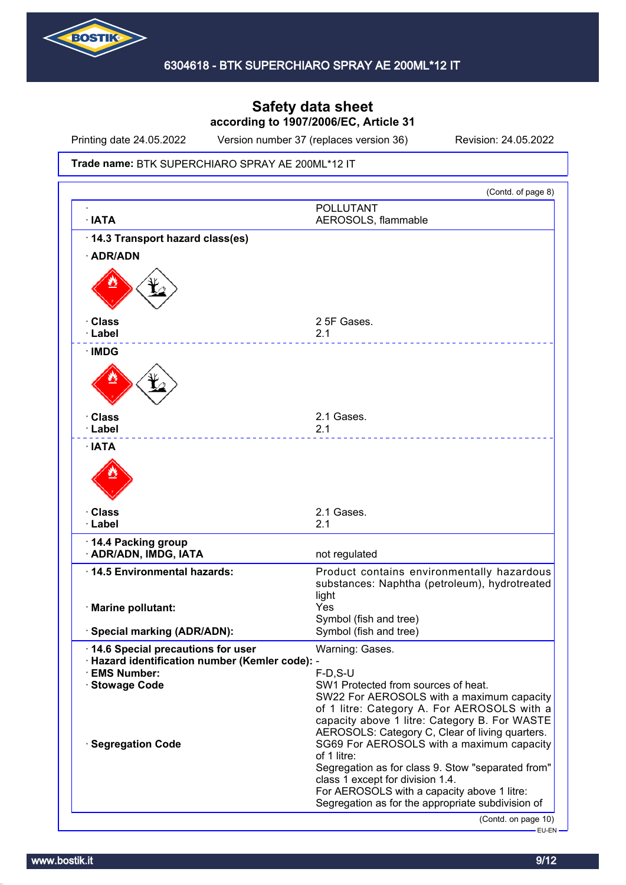# Safety data sheet
### according to 1907/2006/EC, Article 31

Printing date 24.05.2022 Version number 37 (replaces version 36) Revision: 24.05.2022

**Trade name:** BTK SUPERCHIARO SPRAY AE 200ML*12 IT

(Contd. of page 8)

| | |
|---|---|
| · | POLLUTANT |
| · **IATA** | AEROSOLS, flammable |

· **14.3 Transport hazard class(es)**

· **ADR/ADN**

| | |
|---|---|
| · **Class** | 2 5F Gases. |
| · **Label** | 2.1 |

· **IMDG**

| | |
|---|---|
| · **Class** | 2.1 Gases. |
| · **Label** | 2.1 |

· **IATA**

| | |
|---|---|
| · **Class** | 2.1 Gases. |
| · **Label** | 2.1 |

| | |
|---|---|
| · **14.4 Packing group** | |
| · **ADR/ADN, IMDG, IATA** | not regulated |

| | |
|---|---|
| · **14.5 Environmental hazards:** | Product contains environmentally hazardous substances: Naphtha (petroleum), hydrotreated light |
| · **Marine pollutant:** | Yes<br>Symbol (fish and tree) |
| · **Special marking (ADR/ADN):** | Symbol (fish and tree) |

| | |
|---|---|
| · **14.6 Special precautions for user** | Warning: Gases. |
| · **Hazard identification number (Kemler code):** | - |
| · **EMS Number:** | F-D,S-U |
| · **Stowage Code** | SW1 Protected from sources of heat.<br>SW22 For AEROSOLS with a maximum capacity of 1 litre: Category A. For AEROSOLS with a capacity above 1 litre: Category B. For WASTE AEROSOLS: Category C, Clear of living quarters. |
| · **Segregation Code** | SG69 For AEROSOLS with a maximum capacity of 1 litre:<br>Segregation as for class 9. Stow "separated from" class 1 except for division 1.4.<br>For AEROSOLS with a capacity above 1 litre:<br>Segregation as for the appropriate subdivision of |

(Contd. on page 10)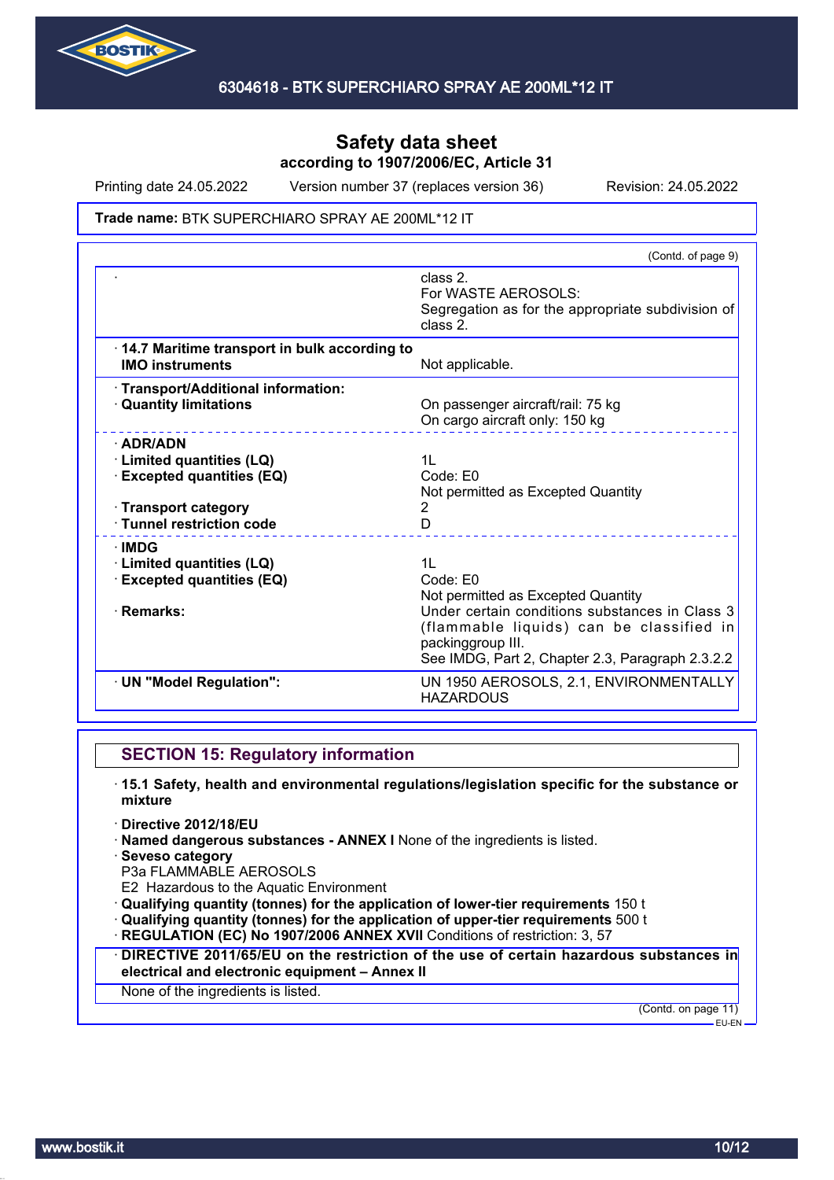# Safety data sheet

**according to 1907/2006/EC, Article 31**

Printing date 24.05.2022 Version number 37 (replaces version 36) Revision: 24.05.2022

**Trade name:** BTK SUPERCHIARO SPRAY AE 200ML*12 IT

(Contd. of page 9)

| | |
|---|---|
| · | class 2.<br>For WASTE AEROSOLS:<br>Segregation as for the appropriate subdivision of class 2. |
| · **14.7 Maritime transport in bulk according to IMO instruments** | Not applicable. |
| · **Transport/Additional information:** | |
| · **Quantity limitations** | On passenger aircraft/rail: 75 kg<br>On cargo aircraft only: 150 kg |
| · **ADR/ADN** | |
| · **Limited quantities (LQ)** | 1L |
| · **Excepted quantities (EQ)** | Code: E0<br>Not permitted as Excepted Quantity |
| · **Transport category** | 2 |
| · **Tunnel restriction code** | D |
| · **IMDG** | |
| · **Limited quantities (LQ)** | 1L |
| · **Excepted quantities (EQ)** | Code: E0<br>Not permitted as Excepted Quantity |
| · **Remarks:** | Under certain conditions substances in Class 3 (flammable liquids) can be classified in packinggroup III.<br>See IMDG, Part 2, Chapter 2.3, Paragraph 2.3.2.2 |
| · **UN "Model Regulation":** | UN 1950 AEROSOLS, 2.1, ENVIRONMENTALLY HAZARDOUS |

## SECTION 15: Regulatory information

· **15.1 Safety, health and environmental regulations/legislation specific for the substance or mixture**

· **Directive 2012/18/EU**
· **Named dangerous substances - ANNEX I** None of the ingredients is listed.
· **Seveso category**
P3a FLAMMABLE AEROSOLS
E2 Hazardous to the Aquatic Environment
· **Qualifying quantity (tonnes) for the application of lower-tier requirements** 150 t
· **Qualifying quantity (tonnes) for the application of upper-tier requirements** 500 t
· **REGULATION (EC) No 1907/2006 ANNEX XVII** Conditions of restriction: 3, 57

· **DIRECTIVE 2011/65/EU on the restriction of the use of certain hazardous substances in electrical and electronic equipment – Annex II**

None of the ingredients is listed.

(Contd. on page 11)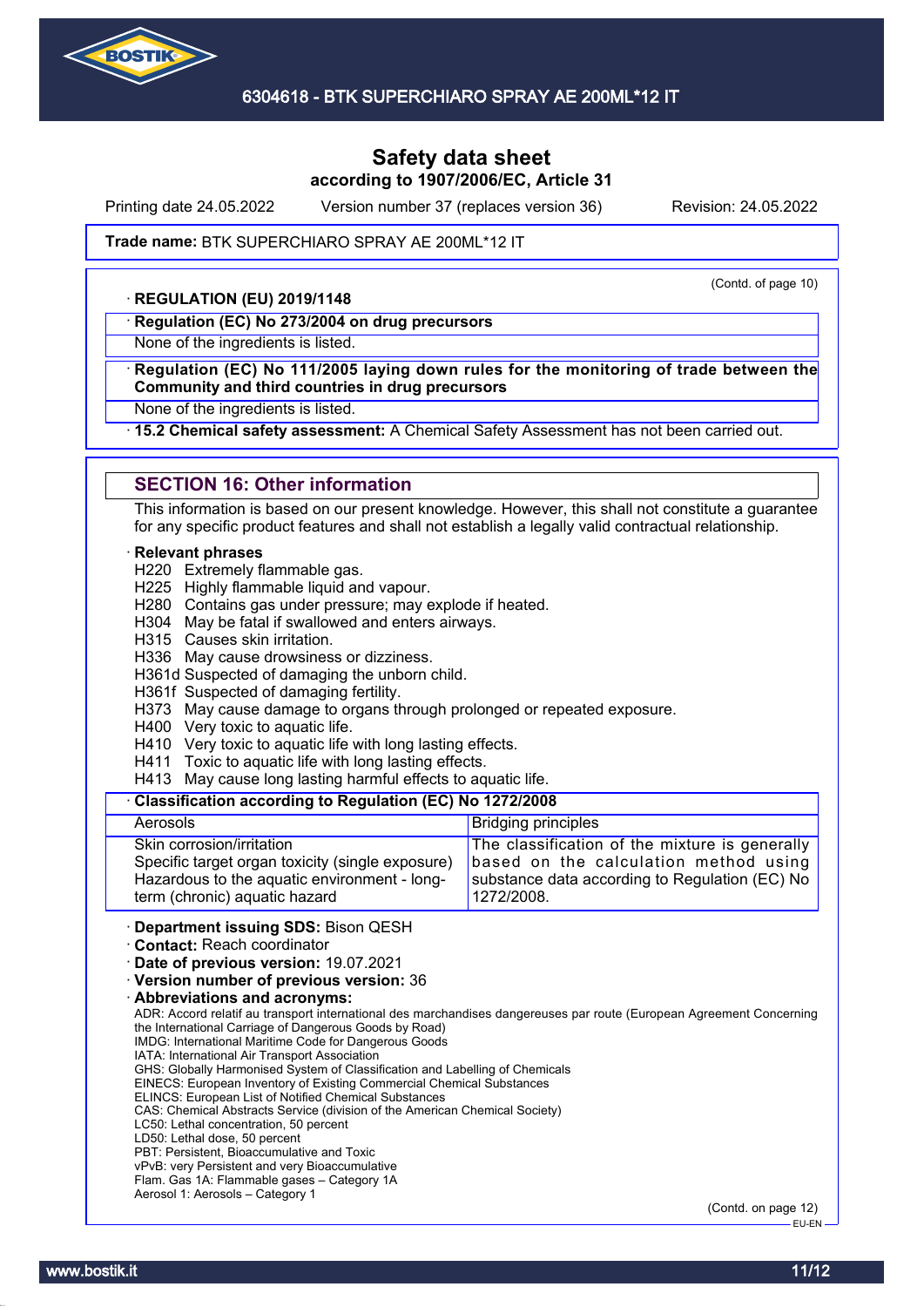**Safety data sheet**
**according to 1907/2006/EC, Article 31**

Printing date 24.05.2022 Version number 37 (replaces version 36) Revision: 24.05.2022

**Trade name:** BTK SUPERCHIARO SPRAY AE 200ML*12 IT

(Contd. of page 10)

· **REGULATION (EU) 2019/1148**

· **Regulation (EC) No 273/2004 on drug precursors**

None of the ingredients is listed.

· **Regulation (EC) No 111/2005 laying down rules for the monitoring of trade between the Community and third countries in drug precursors**

None of the ingredients is listed.

· **15.2 Chemical safety assessment:** A Chemical Safety Assessment has not been carried out.

## SECTION 16: Other information

This information is based on our present knowledge. However, this shall not constitute a guarantee for any specific product features and shall not establish a legally valid contractual relationship.

· **Relevant phrases**

H220 Extremely flammable gas.
H225 Highly flammable liquid and vapour.
H280 Contains gas under pressure; may explode if heated.
H304 May be fatal if swallowed and enters airways.
H315 Causes skin irritation.
H336 May cause drowsiness or dizziness.
H361d Suspected of damaging the unborn child.
H361f Suspected of damaging fertility.
H373 May cause damage to organs through prolonged or repeated exposure.
H400 Very toxic to aquatic life.
H410 Very toxic to aquatic life with long lasting effects.
H411 Toxic to aquatic life with long lasting effects.
H413 May cause long lasting harmful effects to aquatic life.

· **Classification according to Regulation (EC) No 1272/2008**

| | |
|---|---|
| Aerosols | Bridging principles |
| Skin corrosion/irritation<br>Specific target organ toxicity (single exposure)<br>Hazardous to the aquatic environment - long-term (chronic) aquatic hazard | The classification of the mixture is generally based on the calculation method using substance data according to Regulation (EC) No 1272/2008. |

· **Department issuing SDS:** Bison QESH
· **Contact:** Reach coordinator
· **Date of previous version:** 19.07.2021
· **Version number of previous version:** 36
· **Abbreviations and acronyms:**

ADR: Accord relatif au transport international des marchandises dangereuses par route (European Agreement Concerning the International Carriage of Dangerous Goods by Road)
IMDG: International Maritime Code for Dangerous Goods
IATA: International Air Transport Association
GHS: Globally Harmonised System of Classification and Labelling of Chemicals
EINECS: European Inventory of Existing Commercial Chemical Substances
ELINCS: European List of Notified Chemical Substances
CAS: Chemical Abstracts Service (division of the American Chemical Society)
LC50: Lethal concentration, 50 percent
LD50: Lethal dose, 50 percent
PBT: Persistent, Bioaccumulative and Toxic
vPvB: very Persistent and very Bioaccumulative
Flam. Gas 1A: Flammable gases – Category 1A
Aerosol 1: Aerosols – Category 1

(Contd. on page 12)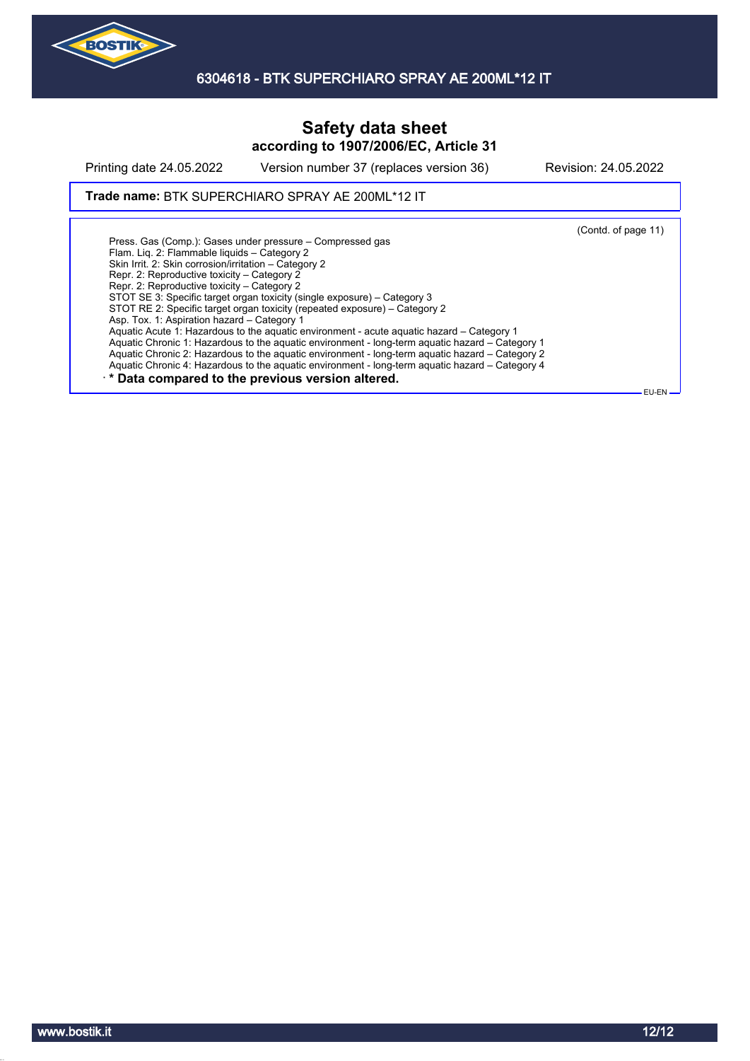# Safety data sheet

**according to 1907/2006/EC, Article 31**

Printing date 24.05.2022 Version number 37 (replaces version 36) Revision: 24.05.2022

**Trade name:** BTK SUPERCHIARO SPRAY AE 200ML*12 IT

(Contd. of page 11)

Press. Gas (Comp.): Gases under pressure – Compressed gas
Flam. Liq. 2: Flammable liquids – Category 2
Skin Irrit. 2: Skin corrosion/irritation – Category 2
Repr. 2: Reproductive toxicity – Category 2
Repr. 2: Reproductive toxicity – Category 2
STOT SE 3: Specific target organ toxicity (single exposure) – Category 3
STOT RE 2: Specific target organ toxicity (repeated exposure) – Category 2
Asp. Tox. 1: Aspiration hazard – Category 1
Aquatic Acute 1: Hazardous to the aquatic environment - acute aquatic hazard – Category 1
Aquatic Chronic 1: Hazardous to the aquatic environment - long-term aquatic hazard – Category 1
Aquatic Chronic 2: Hazardous to the aquatic environment - long-term aquatic hazard – Category 2
Aquatic Chronic 4: Hazardous to the aquatic environment - long-term aquatic hazard – Category 4

· **\* Data compared to the previous version altered.**

EU-EN